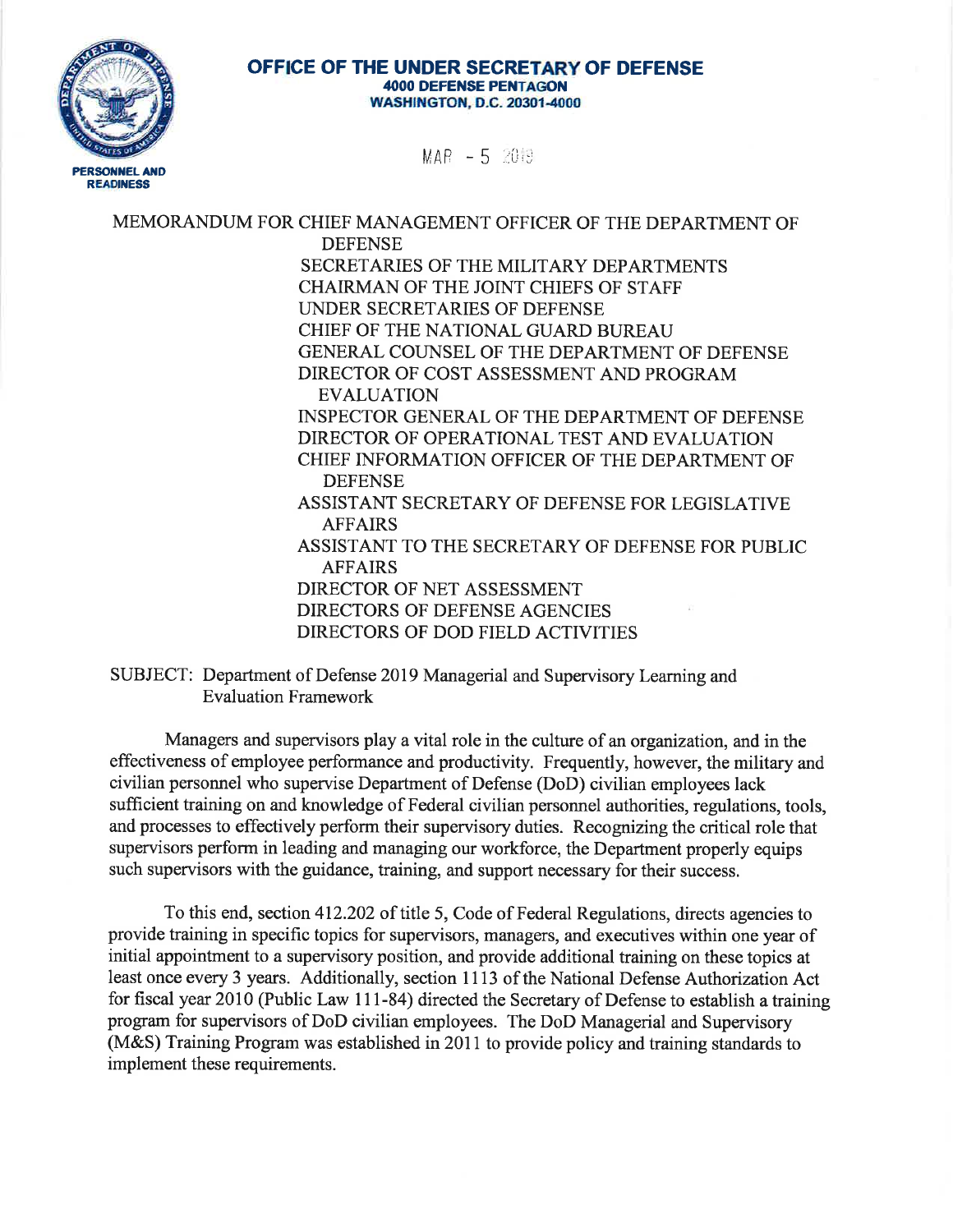**OFFICE OF THE UNDER SECRETARY OF DEFENSE**
**4000 DEFENSE PENTAGON**
**WASHINGTON, D.C. 20301-4000**

**PERSONNEL AND READINESS**

MAR - 5 2019

MEMORANDUM FOR CHIEF MANAGEMENT OFFICER OF THE DEPARTMENT OF DEFENSE
SECRETARIES OF THE MILITARY DEPARTMENTS
CHAIRMAN OF THE JOINT CHIEFS OF STAFF
UNDER SECRETARIES OF DEFENSE
CHIEF OF THE NATIONAL GUARD BUREAU
GENERAL COUNSEL OF THE DEPARTMENT OF DEFENSE
DIRECTOR OF COST ASSESSMENT AND PROGRAM EVALUATION
INSPECTOR GENERAL OF THE DEPARTMENT OF DEFENSE
DIRECTOR OF OPERATIONAL TEST AND EVALUATION
CHIEF INFORMATION OFFICER OF THE DEPARTMENT OF DEFENSE
ASSISTANT SECRETARY OF DEFENSE FOR LEGISLATIVE AFFAIRS
ASSISTANT TO THE SECRETARY OF DEFENSE FOR PUBLIC AFFAIRS
DIRECTOR OF NET ASSESSMENT
DIRECTORS OF DEFENSE AGENCIES
DIRECTORS OF DOD FIELD ACTIVITIES

SUBJECT: Department of Defense 2019 Managerial and Supervisory Learning and Evaluation Framework

Managers and supervisors play a vital role in the culture of an organization, and in the effectiveness of employee performance and productivity. Frequently, however, the military and civilian personnel who supervise Department of Defense (DoD) civilian employees lack sufficient training on and knowledge of Federal civilian personnel authorities, regulations, tools, and processes to effectively perform their supervisory duties. Recognizing the critical role that supervisors perform in leading and managing our workforce, the Department properly equips such supervisors with the guidance, training, and support necessary for their success.

To this end, section 412.202 of title 5, Code of Federal Regulations, directs agencies to provide training in specific topics for supervisors, managers, and executives within one year of initial appointment to a supervisory position, and provide additional training on these topics at least once every 3 years. Additionally, section 1113 of the National Defense Authorization Act for fiscal year 2010 (Public Law 111-84) directed the Secretary of Defense to establish a training program for supervisors of DoD civilian employees. The DoD Managerial and Supervisory (M&S) Training Program was established in 2011 to provide policy and training standards to implement these requirements.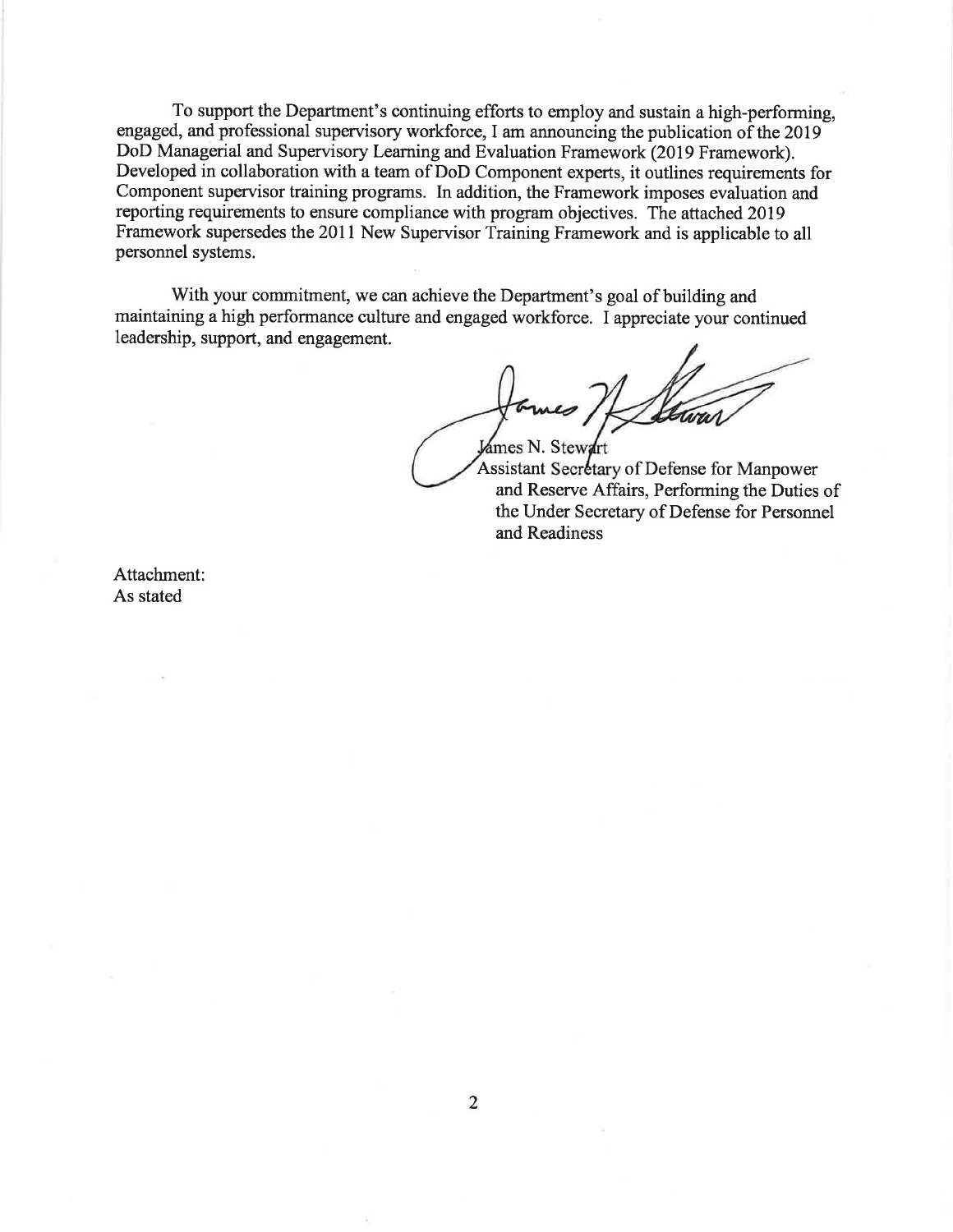To support the Department's continuing efforts to employ and sustain a high-performing, engaged, and professional supervisory workforce, I am announcing the publication of the 2019 DoD Managerial and Supervisory Learning and Evaluation Framework (2019 Framework). Developed in collaboration with a team of DoD Component experts, it outlines requirements for Component supervisor training programs. In addition, the Framework imposes evaluation and reporting requirements to ensure compliance with program objectives. The attached 2019 Framework supersedes the 2011 New Supervisor Training Framework and is applicable to all personnel systems.

With your commitment, we can achieve the Department's goal of building and maintaining a high performance culture and engaged workforce. I appreciate your continued leadership, support, and engagement.

James N. Stewart
Assistant Secretary of Defense for Manpower and Reserve Affairs, Performing the Duties of the Under Secretary of Defense for Personnel and Readiness

Attachment:
As stated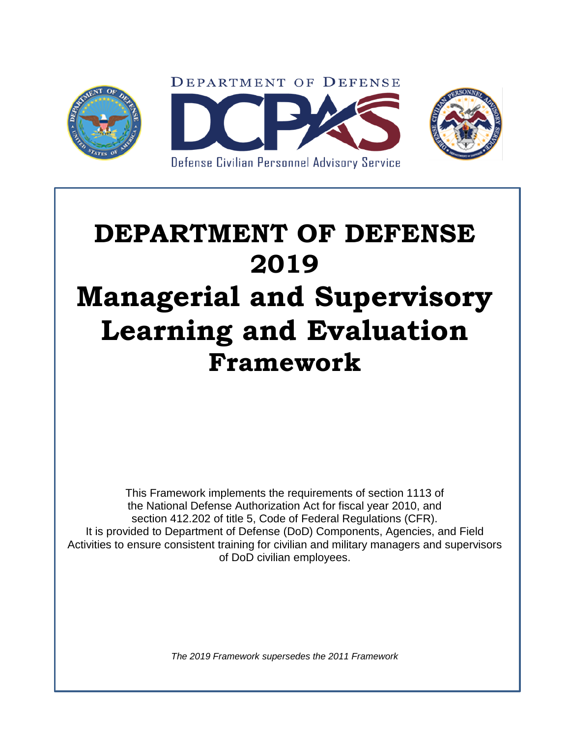DEPARTMENT OF DEFENSE

DCPAS

Defense Civilian Personnel Advisory Service

# DEPARTMENT OF DEFENSE 2019 Managerial and Supervisory Learning and Evaluation Framework

This Framework implements the requirements of section 1113 of the National Defense Authorization Act for fiscal year 2010, and section 412.202 of title 5, Code of Federal Regulations (CFR). It is provided to Department of Defense (DoD) Components, Agencies, and Field Activities to ensure consistent training for civilian and military managers and supervisors of DoD civilian employees.

*The 2019 Framework supersedes the 2011 Framework*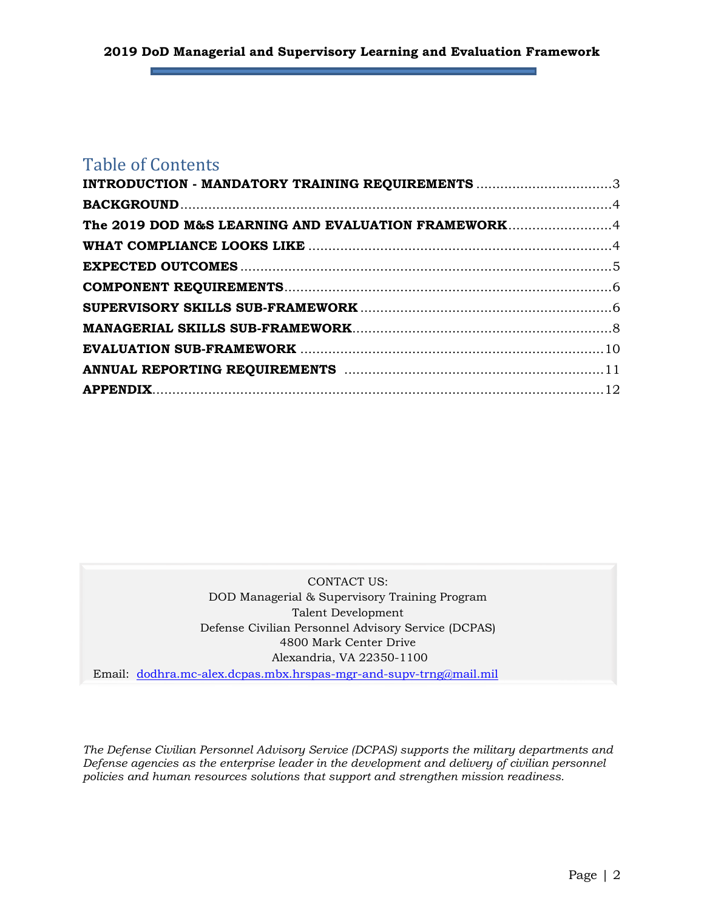## Table of Contents

**INTRODUCTION - MANDATORY TRAINING REQUIREMENTS** ....................................3

**BACKGROUND**.............................................................................................4

**The 2019 DOD M&S LEARNING AND EVALUATION FRAMEWORK**..........................4

**WHAT COMPLIANCE LOOKS LIKE** ...................................................................4

**EXPECTED OUTCOMES** ..................................................................................5

**COMPONENT REQUIREMENTS**..........................................................................6

**SUPERVISORY SKILLS SUB-FRAMEWORK** .........................................................6

**MANAGERIAL SKILLS SUB-FRAMEWORK**............................................................8

**EVALUATION SUB-FRAMEWORK** .....................................................................10

**ANNUAL REPORTING REQUIREMENTS** ...........................................................11

**APPENDIX**...................................................................................................12

CONTACT US:
DOD Managerial & Supervisory Training Program
Talent Development
Defense Civilian Personnel Advisory Service (DCPAS)
4800 Mark Center Drive
Alexandria, VA 22350-1100
Email: dodhra.mc-alex.dcpas.mbx.hrspas-mgr-and-supv-trng@mail.mil

*The Defense Civilian Personnel Advisory Service (DCPAS) supports the military departments and Defense agencies as the enterprise leader in the development and delivery of civilian personnel policies and human resources solutions that support and strengthen mission readiness.*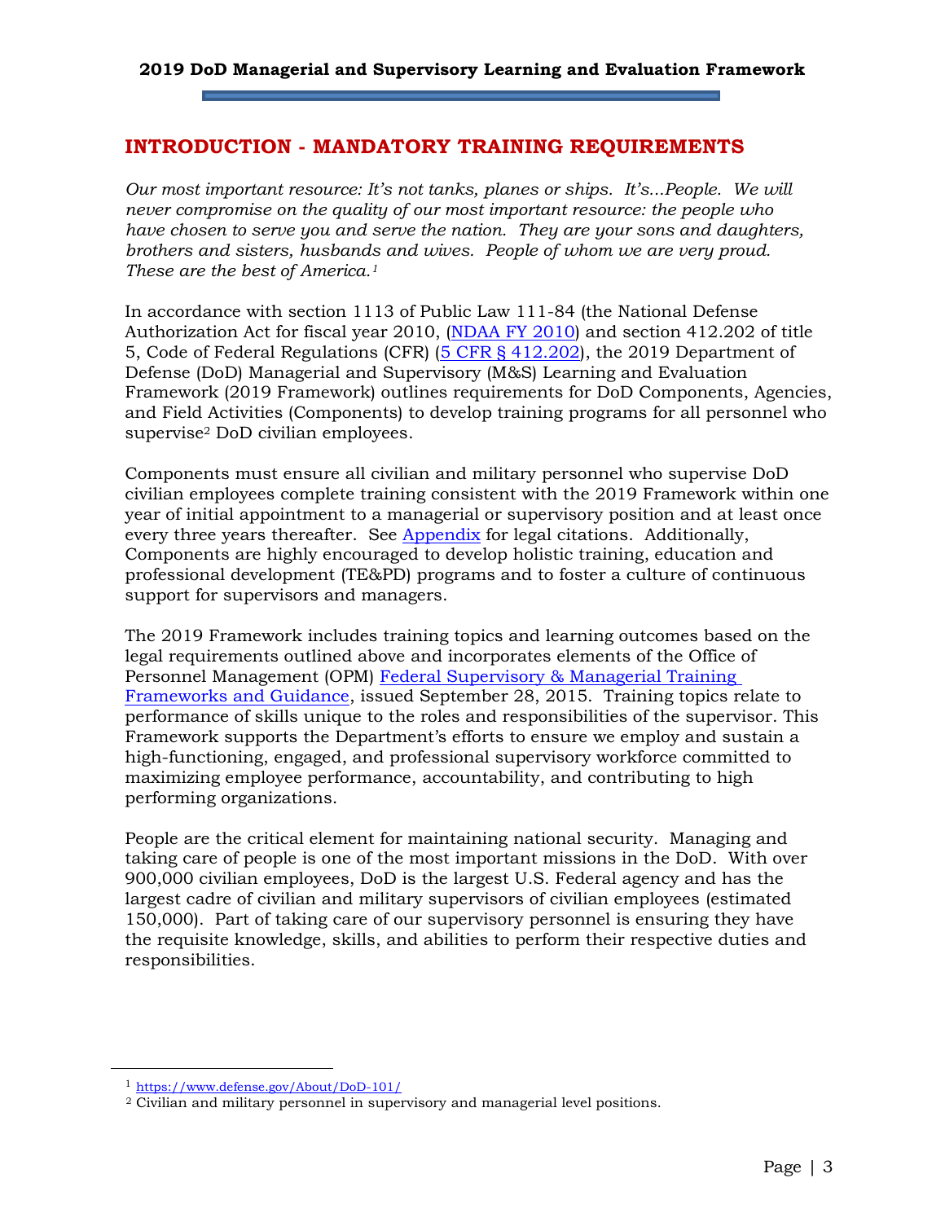## INTRODUCTION - MANDATORY TRAINING REQUIREMENTS

*Our most important resource: It's not tanks, planes or ships. It's...People. We will never compromise on the quality of our most important resource: the people who have chosen to serve you and serve the nation. They are your sons and daughters, brothers and sisters, husbands and wives. People of whom we are very proud. These are the best of America.*[1]

In accordance with section 1113 of Public Law 111-84 (the National Defense Authorization Act for fiscal year 2010, (NDAA FY 2010) and section 412.202 of title 5, Code of Federal Regulations (CFR) (5 CFR § 412.202), the 2019 Department of Defense (DoD) Managerial and Supervisory (M&S) Learning and Evaluation Framework (2019 Framework) outlines requirements for DoD Components, Agencies, and Field Activities (Components) to develop training programs for all personnel who supervise[2] DoD civilian employees.

Components must ensure all civilian and military personnel who supervise DoD civilian employees complete training consistent with the 2019 Framework within one year of initial appointment to a managerial or supervisory position and at least once every three years thereafter. See Appendix for legal citations. Additionally, Components are highly encouraged to develop holistic training, education and professional development (TE&PD) programs and to foster a culture of continuous support for supervisors and managers.

The 2019 Framework includes training topics and learning outcomes based on the legal requirements outlined above and incorporates elements of the Office of Personnel Management (OPM) Federal Supervisory & Managerial Training Frameworks and Guidance, issued September 28, 2015. Training topics relate to performance of skills unique to the roles and responsibilities of the supervisor. This Framework supports the Department's efforts to ensure we employ and sustain a high-functioning, engaged, and professional supervisory workforce committed to maximizing employee performance, accountability, and contributing to high performing organizations.

People are the critical element for maintaining national security. Managing and taking care of people is one of the most important missions in the DoD. With over 900,000 civilian employees, DoD is the largest U.S. Federal agency and has the largest cadre of civilian and military supervisors of civilian employees (estimated 150,000). Part of taking care of our supervisory personnel is ensuring they have the requisite knowledge, skills, and abilities to perform their respective duties and responsibilities.

---

[1] https://www.defense.gov/About/DoD-101/

[2] Civilian and military personnel in supervisory and managerial level positions.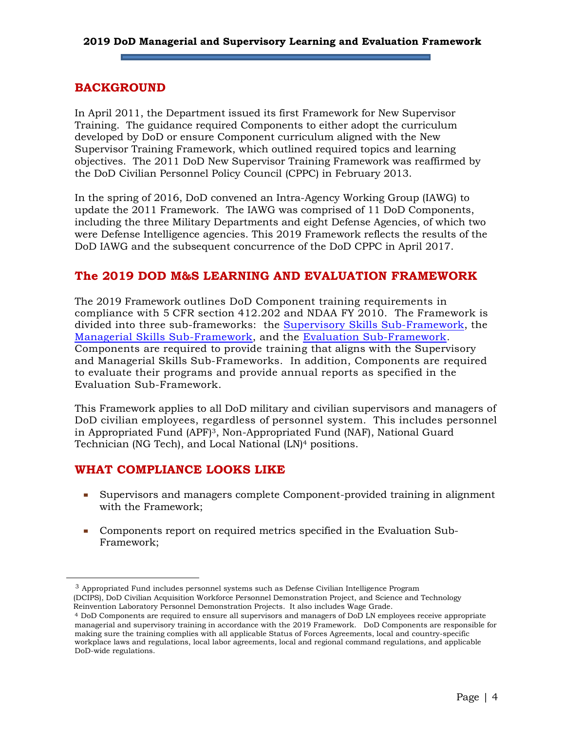## BACKGROUND

In April 2011, the Department issued its first Framework for New Supervisor Training. The guidance required Components to either adopt the curriculum developed by DoD or ensure Component curriculum aligned with the New Supervisor Training Framework, which outlined required topics and learning objectives. The 2011 DoD New Supervisor Training Framework was reaffirmed by the DoD Civilian Personnel Policy Council (CPPC) in February 2013.

In the spring of 2016, DoD convened an Intra-Agency Working Group (IAWG) to update the 2011 Framework. The IAWG was comprised of 11 DoD Components, including the three Military Departments and eight Defense Agencies, of which two were Defense Intelligence agencies. This 2019 Framework reflects the results of the DoD IAWG and the subsequent concurrence of the DoD CPPC in April 2017.

## The 2019 DOD M&S LEARNING AND EVALUATION FRAMEWORK

The 2019 Framework outlines DoD Component training requirements in compliance with 5 CFR section 412.202 and NDAA FY 2010. The Framework is divided into three sub-frameworks: the Supervisory Skills Sub-Framework, the Managerial Skills Sub-Framework, and the Evaluation Sub-Framework. Components are required to provide training that aligns with the Supervisory and Managerial Skills Sub-Frameworks. In addition, Components are required to evaluate their programs and provide annual reports as specified in the Evaluation Sub-Framework.

This Framework applies to all DoD military and civilian supervisors and managers of DoD civilian employees, regardless of personnel system. This includes personnel in Appropriated Fund (APF)[3], Non-Appropriated Fund (NAF), National Guard Technician (NG Tech), and Local National (LN)[4] positions.

## WHAT COMPLIANCE LOOKS LIKE

- Supervisors and managers complete Component-provided training in alignment with the Framework;
- Components report on required metrics specified in the Evaluation Sub-Framework;

---

[3] Appropriated Fund includes personnel systems such as Defense Civilian Intelligence Program (DCIPS), DoD Civilian Acquisition Workforce Personnel Demonstration Project, and Science and Technology Reinvention Laboratory Personnel Demonstration Projects. It also includes Wage Grade.

[4] DoD Components are required to ensure all supervisors and managers of DoD LN employees receive appropriate managerial and supervisory training in accordance with the 2019 Framework. DoD Components are responsible for making sure the training complies with all applicable Status of Forces Agreements, local and country-specific workplace laws and regulations, local labor agreements, local and regional command regulations, and applicable DoD-wide regulations.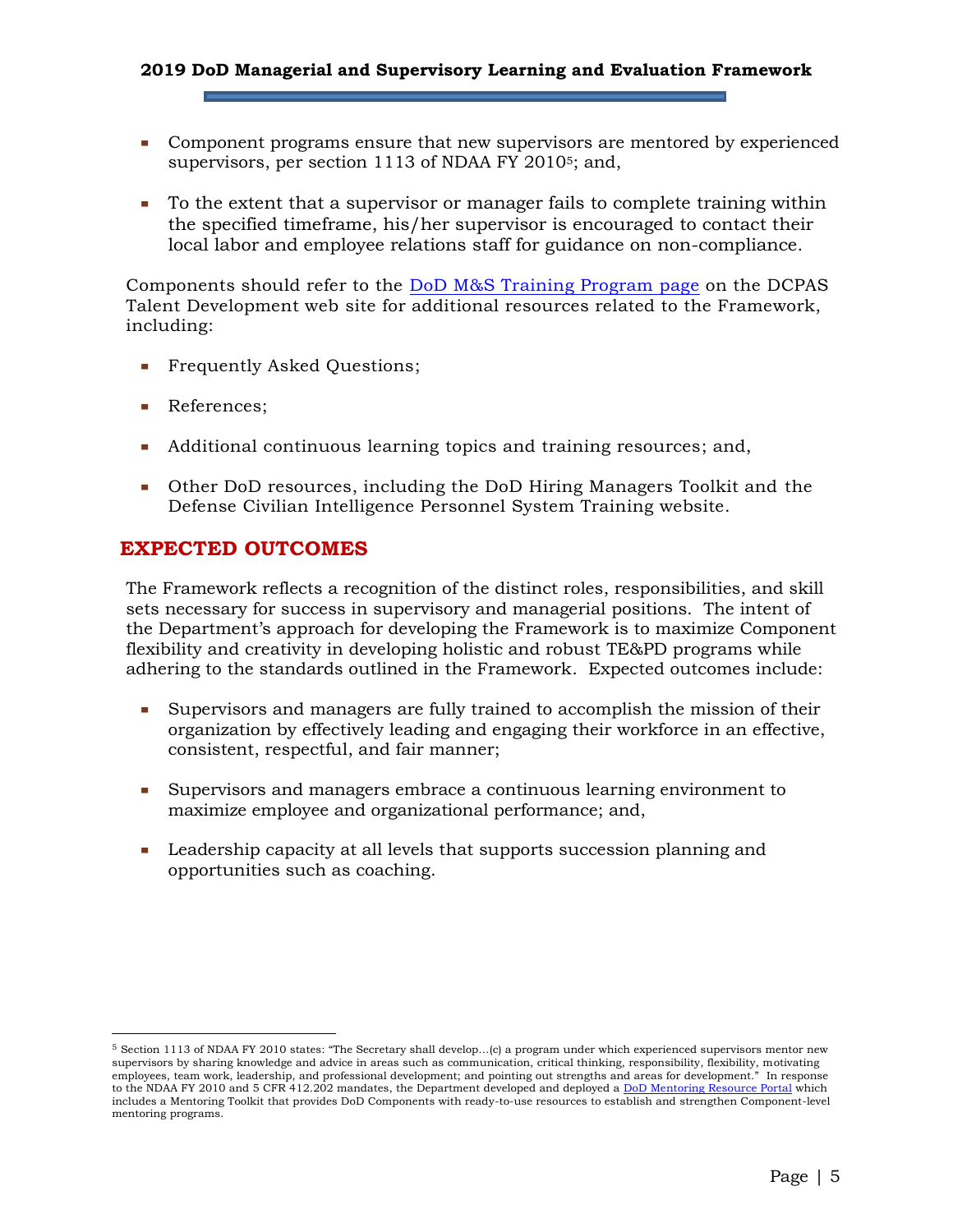- Component programs ensure that new supervisors are mentored by experienced supervisors, per section 1113 of NDAA FY 2010[5]; and,

- To the extent that a supervisor or manager fails to complete training within the specified timeframe, his/her supervisor is encouraged to contact their local labor and employee relations staff for guidance on non-compliance.

Components should refer to the [DoD M&S Training Program page]() on the DCPAS Talent Development web site for additional resources related to the Framework, including:

- Frequently Asked Questions;

- References;

- Additional continuous learning topics and training resources; and,

- Other DoD resources, including the DoD Hiring Managers Toolkit and the Defense Civilian Intelligence Personnel System Training website.

## EXPECTED OUTCOMES

The Framework reflects a recognition of the distinct roles, responsibilities, and skill sets necessary for success in supervisory and managerial positions. The intent of the Department's approach for developing the Framework is to maximize Component flexibility and creativity in developing holistic and robust TE&PD programs while adhering to the standards outlined in the Framework. Expected outcomes include:

- Supervisors and managers are fully trained to accomplish the mission of their organization by effectively leading and engaging their workforce in an effective, consistent, respectful, and fair manner;

- Supervisors and managers embrace a continuous learning environment to maximize employee and organizational performance; and,

- Leadership capacity at all levels that supports succession planning and opportunities such as coaching.

---

[5] Section 1113 of NDAA FY 2010 states: "The Secretary shall develop…(c) a program under which experienced supervisors mentor new supervisors by sharing knowledge and advice in areas such as communication, critical thinking, responsibility, flexibility, motivating employees, team work, leadership, and professional development; and pointing out strengths and areas for development." In response to the NDAA FY 2010 and 5 CFR 412.202 mandates, the Department developed and deployed a [DoD Mentoring Resource Portal]() which includes a Mentoring Toolkit that provides DoD Components with ready-to-use resources to establish and strengthen Component-level mentoring programs.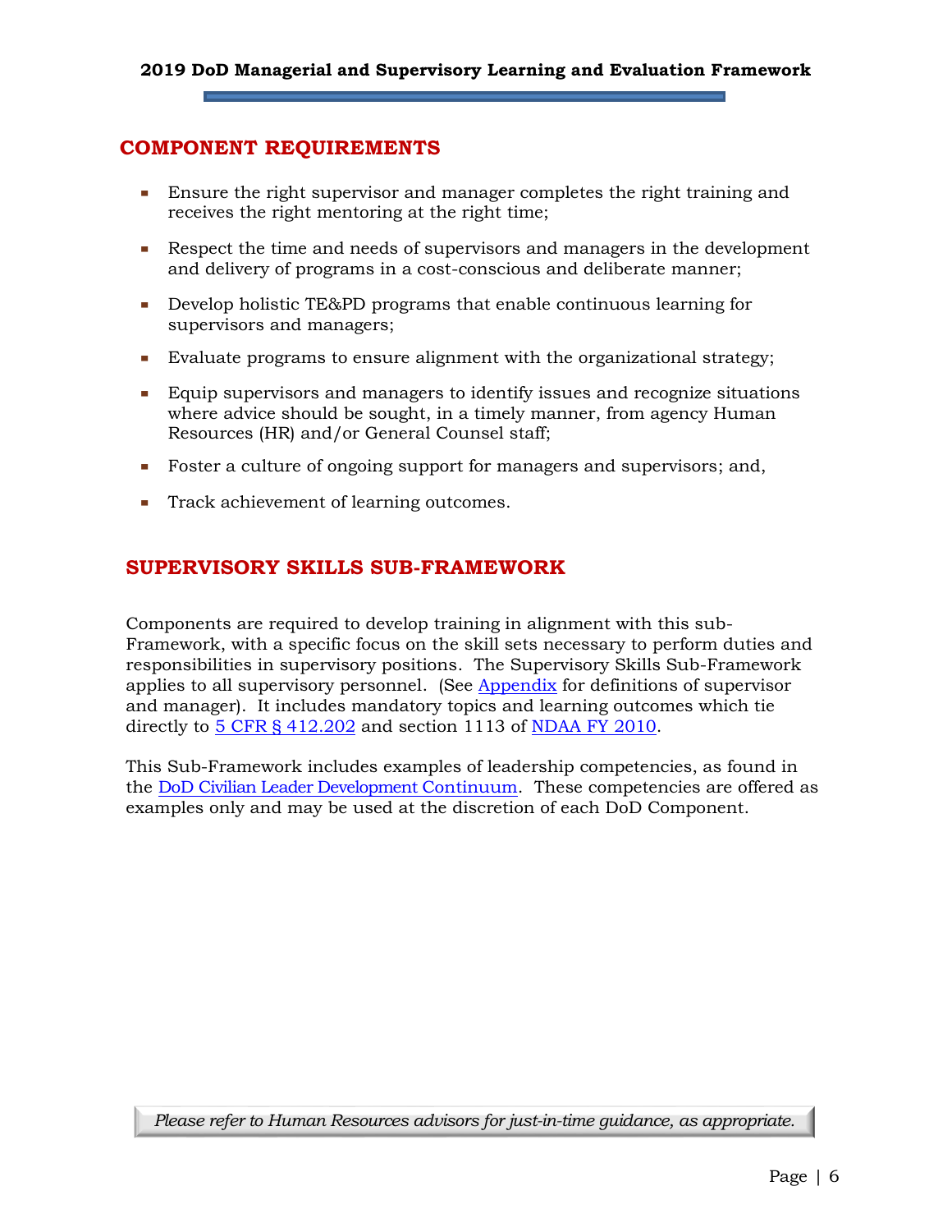## COMPONENT REQUIREMENTS

- Ensure the right supervisor and manager completes the right training and receives the right mentoring at the right time;
- Respect the time and needs of supervisors and managers in the development and delivery of programs in a cost-conscious and deliberate manner;
- Develop holistic TE&PD programs that enable continuous learning for supervisors and managers;
- Evaluate programs to ensure alignment with the organizational strategy;
- Equip supervisors and managers to identify issues and recognize situations where advice should be sought, in a timely manner, from agency Human Resources (HR) and/or General Counsel staff;
- Foster a culture of ongoing support for managers and supervisors; and,
- Track achievement of learning outcomes.

## SUPERVISORY SKILLS SUB-FRAMEWORK

Components are required to develop training in alignment with this sub-Framework, with a specific focus on the skill sets necessary to perform duties and responsibilities in supervisory positions. The Supervisory Skills Sub-Framework applies to all supervisory personnel. (See Appendix for definitions of supervisor and manager). It includes mandatory topics and learning outcomes which tie directly to 5 CFR § 412.202 and section 1113 of NDAA FY 2010.

This Sub-Framework includes examples of leadership competencies, as found in the DoD Civilian Leader Development Continuum. These competencies are offered as examples only and may be used at the discretion of each DoD Component.

*Please refer to Human Resources advisors for just-in-time guidance, as appropriate.*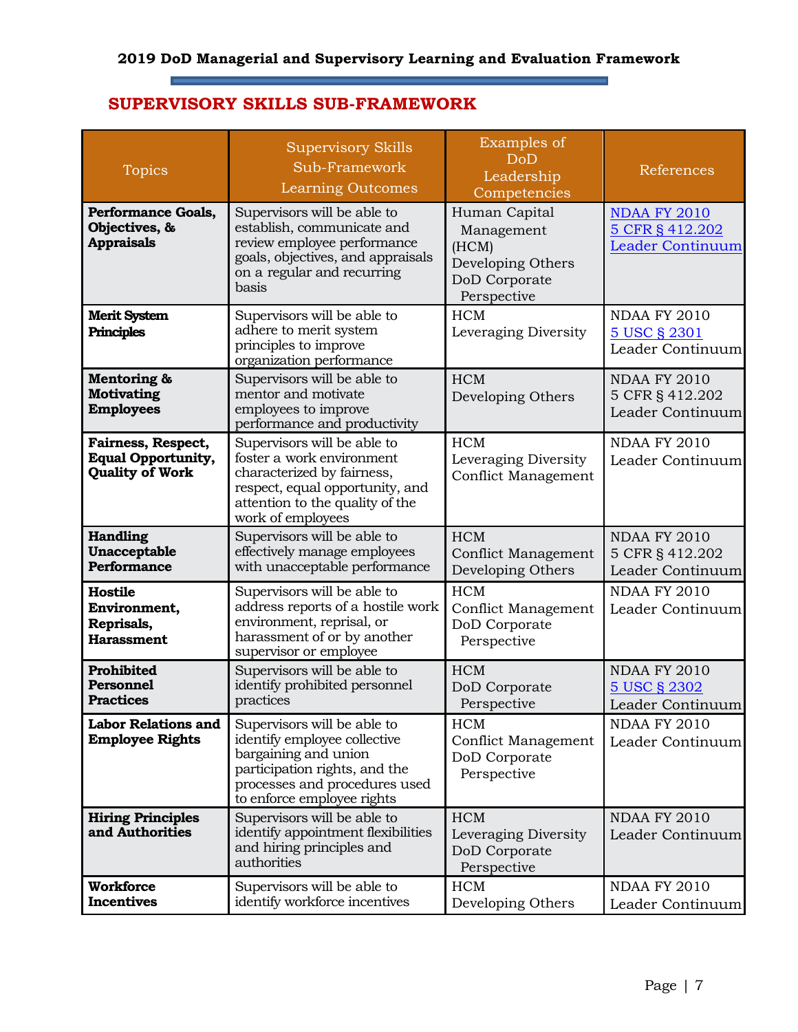## SUPERVISORY SKILLS SUB-FRAMEWORK

| Topics | Supervisory Skills Sub-Framework Learning Outcomes | Examples of DoD Leadership Competencies | References |
|---|---|---|---|
| **Performance Goals, Objectives, & Appraisals** | Supervisors will be able to establish, communicate and review employee performance goals, objectives, and appraisals on a regular and recurring basis | Human Capital Management (HCM)<br>Developing Others<br>DoD Corporate Perspective | NDAA FY 2010<br>5 CFR § 412.202<br>Leader Continuum |
| **Merit System Principles** | Supervisors will be able to adhere to merit system principles to improve organization performance | HCM<br>Leveraging Diversity | NDAA FY 2010<br>5 USC § 2301<br>Leader Continuum |
| **Mentoring & Motivating Employees** | Supervisors will be able to mentor and motivate employees to improve performance and productivity | HCM<br>Developing Others | NDAA FY 2010<br>5 CFR § 412.202<br>Leader Continuum |
| **Fairness, Respect, Equal Opportunity, Quality of Work** | Supervisors will be able to foster a work environment characterized by fairness, respect, equal opportunity, and attention to the quality of the work of employees | HCM<br>Leveraging Diversity<br>Conflict Management | NDAA FY 2010<br>Leader Continuum |
| **Handling Unacceptable Performance** | Supervisors will be able to effectively manage employees with unacceptable performance | HCM<br>Conflict Management<br>Developing Others | NDAA FY 2010<br>5 CFR § 412.202<br>Leader Continuum |
| **Hostile Environment, Reprisals, Harassment** | Supervisors will be able to address reports of a hostile work environment, reprisal, or harassment of or by another supervisor or employee | HCM<br>Conflict Management<br>DoD Corporate Perspective | NDAA FY 2010<br>Leader Continuum |
| **Prohibited Personnel Practices** | Supervisors will be able to identify prohibited personnel practices | HCM<br>DoD Corporate Perspective | NDAA FY 2010<br>5 USC § 2302<br>Leader Continuum |
| **Labor Relations and Employee Rights** | Supervisors will be able to identify employee collective bargaining and union participation rights, and the processes and procedures used to enforce employee rights | HCM<br>Conflict Management<br>DoD Corporate Perspective | NDAA FY 2010<br>Leader Continuum |
| **Hiring Principles and Authorities** | Supervisors will be able to identify appointment flexibilities and hiring principles and authorities | HCM<br>Leveraging Diversity<br>DoD Corporate Perspective | NDAA FY 2010<br>Leader Continuum |
| **Workforce Incentives** | Supervisors will be able to identify workforce incentives | HCM<br>Developing Others | NDAA FY 2010<br>Leader Continuum |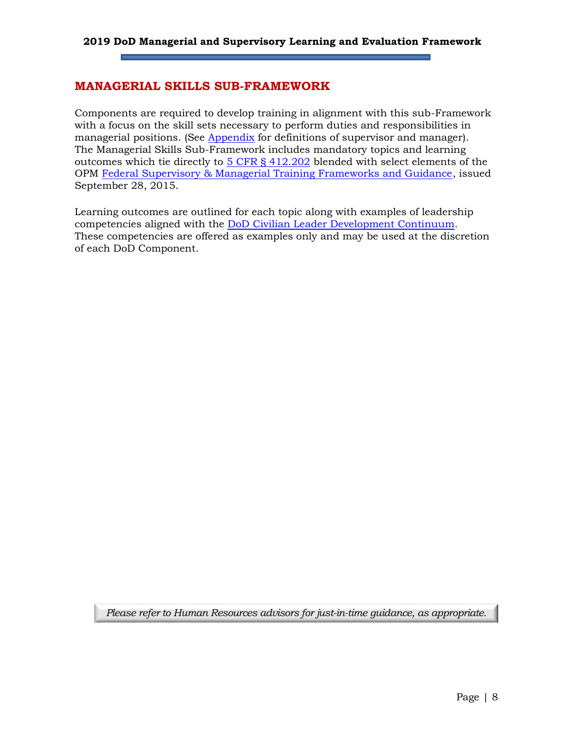## MANAGERIAL SKILLS SUB-FRAMEWORK

Components are required to develop training in alignment with this sub-Framework with a focus on the skill sets necessary to perform duties and responsibilities in managerial positions. (See Appendix for definitions of supervisor and manager). The Managerial Skills Sub-Framework includes mandatory topics and learning outcomes which tie directly to 5 CFR § 412.202 blended with select elements of the OPM Federal Supervisory & Managerial Training Frameworks and Guidance, issued September 28, 2015.

Learning outcomes are outlined for each topic along with examples of leadership competencies aligned with the DoD Civilian Leader Development Continuum. These competencies are offered as examples only and may be used at the discretion of each DoD Component.

*Please refer to Human Resources advisors for just-in-time guidance, as appropriate.*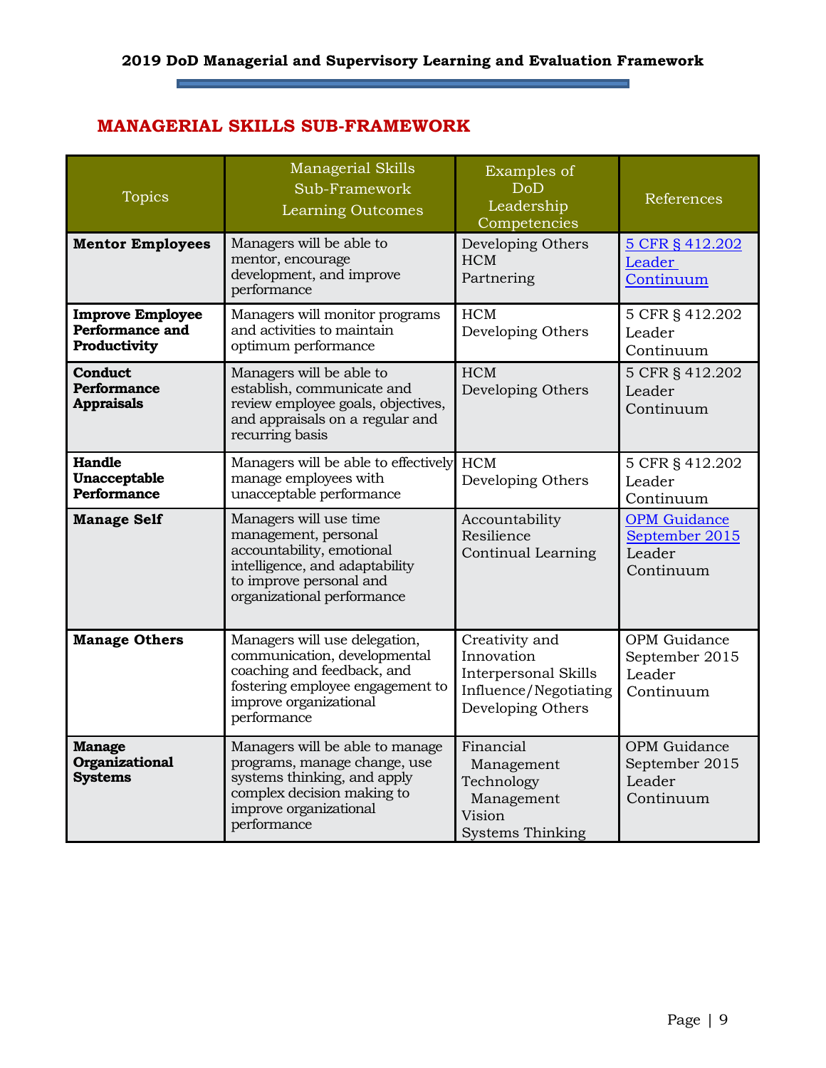## MANAGERIAL SKILLS SUB-FRAMEWORK

| Topics | Managerial Skills Sub-Framework Learning Outcomes | Examples of DoD Leadership Competencies | References |
|---|---|---|---|
| **Mentor Employees** | Managers will be able to mentor, encourage development, and improve performance | Developing Others<br>HCM<br>Partnering | 5 CFR § 412.202<br>Leader Continuum |
| **Improve Employee Performance and Productivity** | Managers will monitor programs and activities to maintain optimum performance | HCM<br>Developing Others | 5 CFR § 412.202<br>Leader Continuum |
| **Conduct Performance Appraisals** | Managers will be able to establish, communicate and review employee goals, objectives, and appraisals on a regular and recurring basis | HCM<br>Developing Others | 5 CFR § 412.202<br>Leader Continuum |
| **Handle Unacceptable Performance** | Managers will be able to effectively manage employees with unacceptable performance | HCM<br>Developing Others | 5 CFR § 412.202<br>Leader Continuum |
| **Manage Self** | Managers will use time management, personal accountability, emotional intelligence, and adaptability to improve personal and organizational performance | Accountability<br>Resilience<br>Continual Learning | OPM Guidance September 2015<br>Leader Continuum |
| **Manage Others** | Managers will use delegation, communication, developmental coaching and feedback, and fostering employee engagement to improve organizational performance | Creativity and Innovation<br>Interpersonal Skills<br>Influence/Negotiating<br>Developing Others | OPM Guidance September 2015<br>Leader Continuum |
| **Manage Organizational Systems** | Managers will be able to manage programs, manage change, use systems thinking, and apply complex decision making to improve organizational performance | Financial Management<br>Technology Management<br>Vision<br>Systems Thinking | OPM Guidance September 2015<br>Leader Continuum |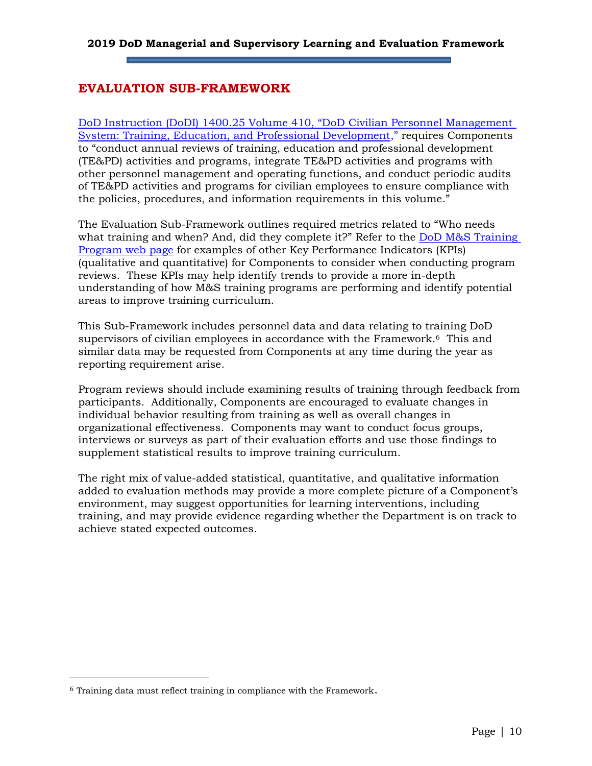## EVALUATION SUB-FRAMEWORK

DoD Instruction (DoDI) 1400.25 Volume 410, "DoD Civilian Personnel Management System: Training, Education, and Professional Development," requires Components to "conduct annual reviews of training, education and professional development (TE&PD) activities and programs, integrate TE&PD activities and programs with other personnel management and operating functions, and conduct periodic audits of TE&PD activities and programs for civilian employees to ensure compliance with the policies, procedures, and information requirements in this volume."

The Evaluation Sub-Framework outlines required metrics related to "Who needs what training and when? And, did they complete it?" Refer to the DoD M&S Training Program web page for examples of other Key Performance Indicators (KPIs) (qualitative and quantitative) for Components to consider when conducting program reviews. These KPIs may help identify trends to provide a more in-depth understanding of how M&S training programs are performing and identify potential areas to improve training curriculum.

This Sub-Framework includes personnel data and data relating to training DoD supervisors of civilian employees in accordance with the Framework.[6] This and similar data may be requested from Components at any time during the year as reporting requirement arise.

Program reviews should include examining results of training through feedback from participants. Additionally, Components are encouraged to evaluate changes in individual behavior resulting from training as well as overall changes in organizational effectiveness. Components may want to conduct focus groups, interviews or surveys as part of their evaluation efforts and use those findings to supplement statistical results to improve training curriculum.

The right mix of value-added statistical, quantitative, and qualitative information added to evaluation methods may provide a more complete picture of a Component's environment, may suggest opportunities for learning interventions, including training, and may provide evidence regarding whether the Department is on track to achieve stated expected outcomes.

---

[6] Training data must reflect training in compliance with the Framework.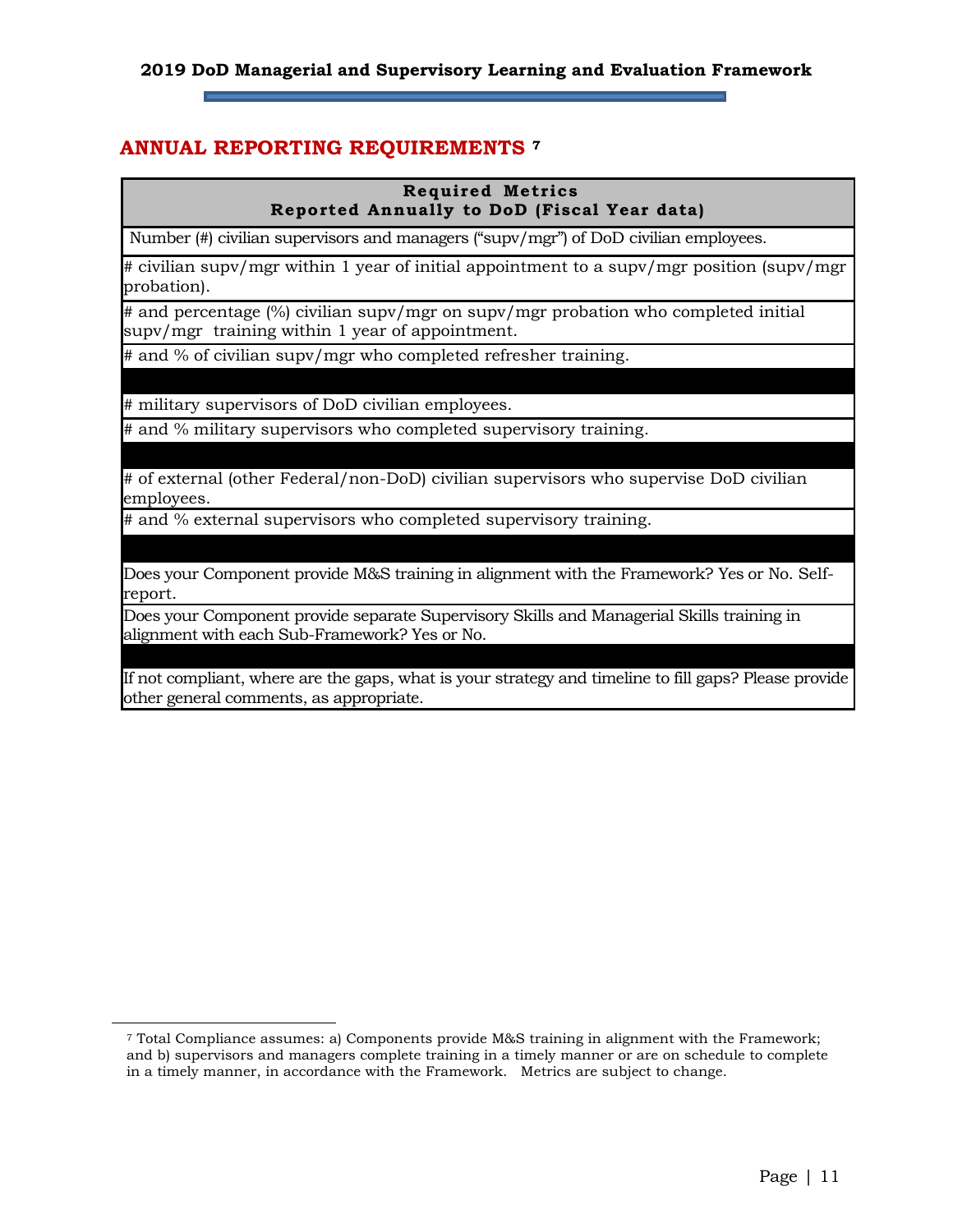## ANNUAL REPORTING REQUIREMENTS [7]

| Required Metrics<br>Reported Annually to DoD (Fiscal Year data) |
|---|
| Number (#) civilian supervisors and managers ("supv/mgr") of DoD civilian employees. |
| # civilian supv/mgr within 1 year of initial appointment to a supv/mgr position (supv/mgr probation). |
| # and percentage (%) civilian supv/mgr on supv/mgr probation who completed initial supv/mgr training within 1 year of appointment. |
| # and % of civilian supv/mgr who completed refresher training. |
| |
| # military supervisors of DoD civilian employees. |
| # and % military supervisors who completed supervisory training. |
| |
| # of external (other Federal/non-DoD) civilian supervisors who supervise DoD civilian employees. |
| # and % external supervisors who completed supervisory training. |
| |
| Does your Component provide M&S training in alignment with the Framework? Yes or No. Self-report. |
| Does your Component provide separate Supervisory Skills and Managerial Skills training in alignment with each Sub-Framework? Yes or No. |
| |
| If not compliant, where are the gaps, what is your strategy and timeline to fill gaps? Please provide other general comments, as appropriate. |

[7] Total Compliance assumes: a) Components provide M&S training in alignment with the Framework; and b) supervisors and managers complete training in a timely manner or are on schedule to complete in a timely manner, in accordance with the Framework. Metrics are subject to change.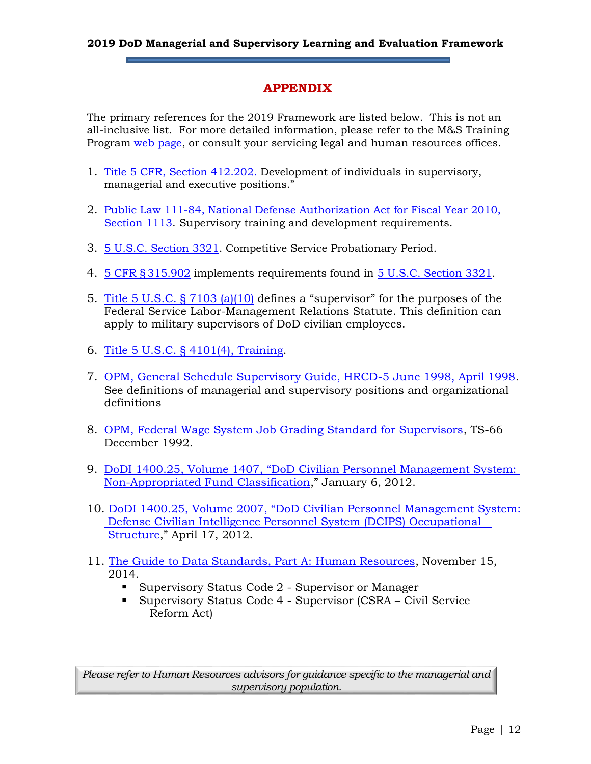# APPENDIX

The primary references for the 2019 Framework are listed below. This is not an all-inclusive list. For more detailed information, please refer to the M&S Training Program web page, or consult your servicing legal and human resources offices.

1. Title 5 CFR, Section 412.202. Development of individuals in supervisory, managerial and executive positions."

2. Public Law 111-84, National Defense Authorization Act for Fiscal Year 2010, Section 1113. Supervisory training and development requirements.

3. 5 U.S.C. Section 3321. Competitive Service Probationary Period.

4. 5 CFR § 315.902 implements requirements found in 5 U.S.C. Section 3321.

5. Title 5 U.S.C. § 7103 (a)(10) defines a "supervisor" for the purposes of the Federal Service Labor-Management Relations Statute. This definition can apply to military supervisors of DoD civilian employees.

6. Title 5 U.S.C. § 4101(4), Training.

7. OPM, General Schedule Supervisory Guide, HRCD-5 June 1998, April 1998. See definitions of managerial and supervisory positions and organizational definitions

8. OPM, Federal Wage System Job Grading Standard for Supervisors, TS-66 December 1992.

9. DoDI 1400.25, Volume 1407, "DoD Civilian Personnel Management System: Non-Appropriated Fund Classification," January 6, 2012.

10. DoDI 1400.25, Volume 2007, "DoD Civilian Personnel Management System: Defense Civilian Intelligence Personnel System (DCIPS) Occupational Structure," April 17, 2012.

11. The Guide to Data Standards, Part A: Human Resources, November 15, 2014.
    - Supervisory Status Code 2 - Supervisor or Manager
    - Supervisory Status Code 4 - Supervisor (CSRA – Civil Service Reform Act)

*Please refer to Human Resources advisors for guidance specific to the managerial and supervisory population.*